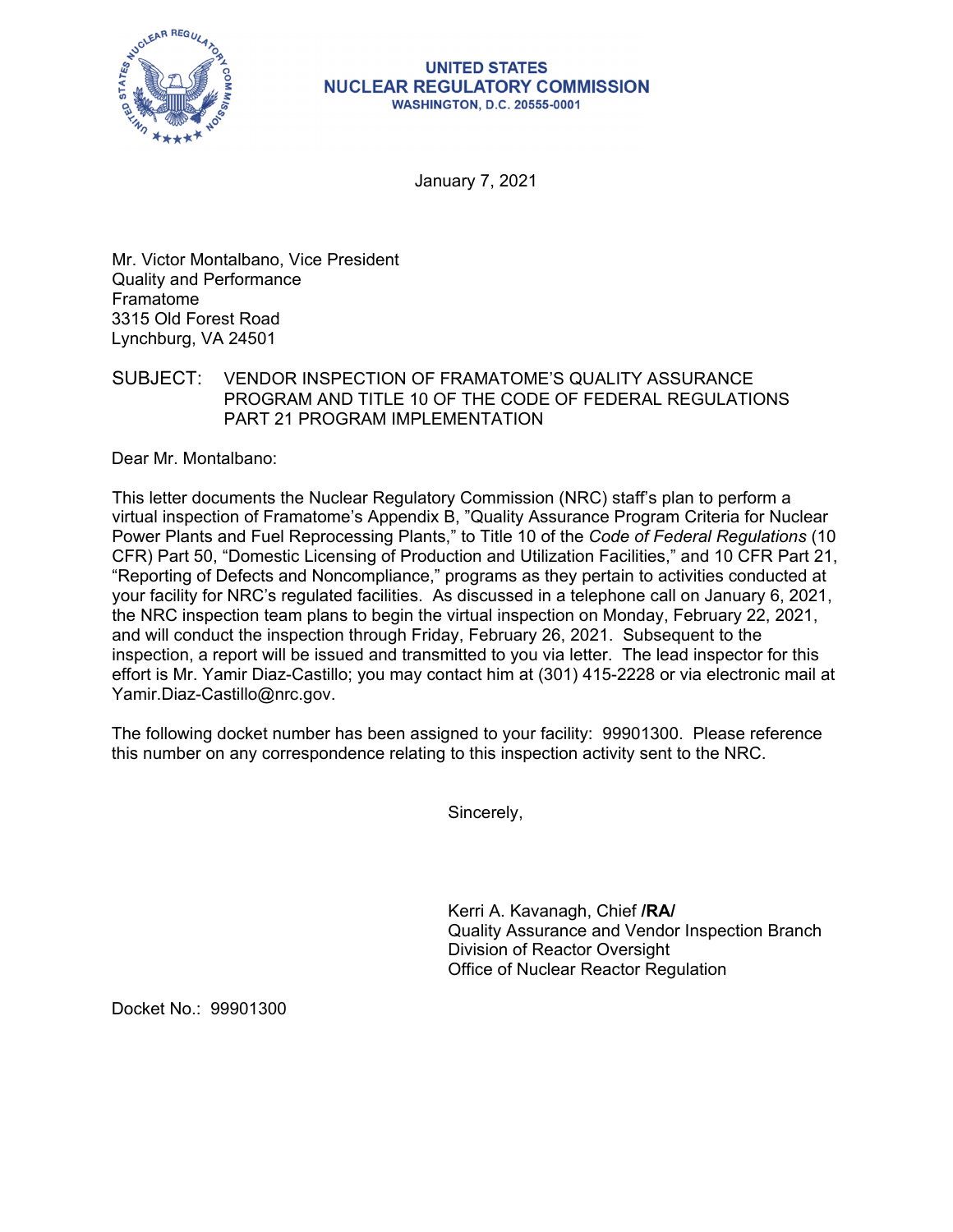**UNITED STATES**
**NUCLEAR REGULATORY COMMISSION**
**WASHINGTON, D.C. 20555-0001**

January 7, 2021

Mr. Victor Montalbano, Vice President
Quality and Performance
Framatome
3315 Old Forest Road
Lynchburg, VA 24501

SUBJECT: VENDOR INSPECTION OF FRAMATOME'S QUALITY ASSURANCE PROGRAM AND TITLE 10 OF THE CODE OF FEDERAL REGULATIONS PART 21 PROGRAM IMPLEMENTATION

Dear Mr. Montalbano:

This letter documents the Nuclear Regulatory Commission (NRC) staff's plan to perform a virtual inspection of Framatome's Appendix B, "Quality Assurance Program Criteria for Nuclear Power Plants and Fuel Reprocessing Plants," to Title 10 of the *Code of Federal Regulations* (10 CFR) Part 50, "Domestic Licensing of Production and Utilization Facilities," and 10 CFR Part 21, "Reporting of Defects and Noncompliance," programs as they pertain to activities conducted at your facility for NRC's regulated facilities. As discussed in a telephone call on January 6, 2021, the NRC inspection team plans to begin the virtual inspection on Monday, February 22, 2021, and will conduct the inspection through Friday, February 26, 2021. Subsequent to the inspection, a report will be issued and transmitted to you via letter. The lead inspector for this effort is Mr. Yamir Diaz-Castillo; you may contact him at (301) 415-2228 or via electronic mail at Yamir.Diaz-Castillo@nrc.gov.

The following docket number has been assigned to your facility: 99901300. Please reference this number on any correspondence relating to this inspection activity sent to the NRC.

Sincerely,

Kerri A. Kavanagh, Chief **/RA/**
Quality Assurance and Vendor Inspection Branch
Division of Reactor Oversight
Office of Nuclear Reactor Regulation

Docket No.: 99901300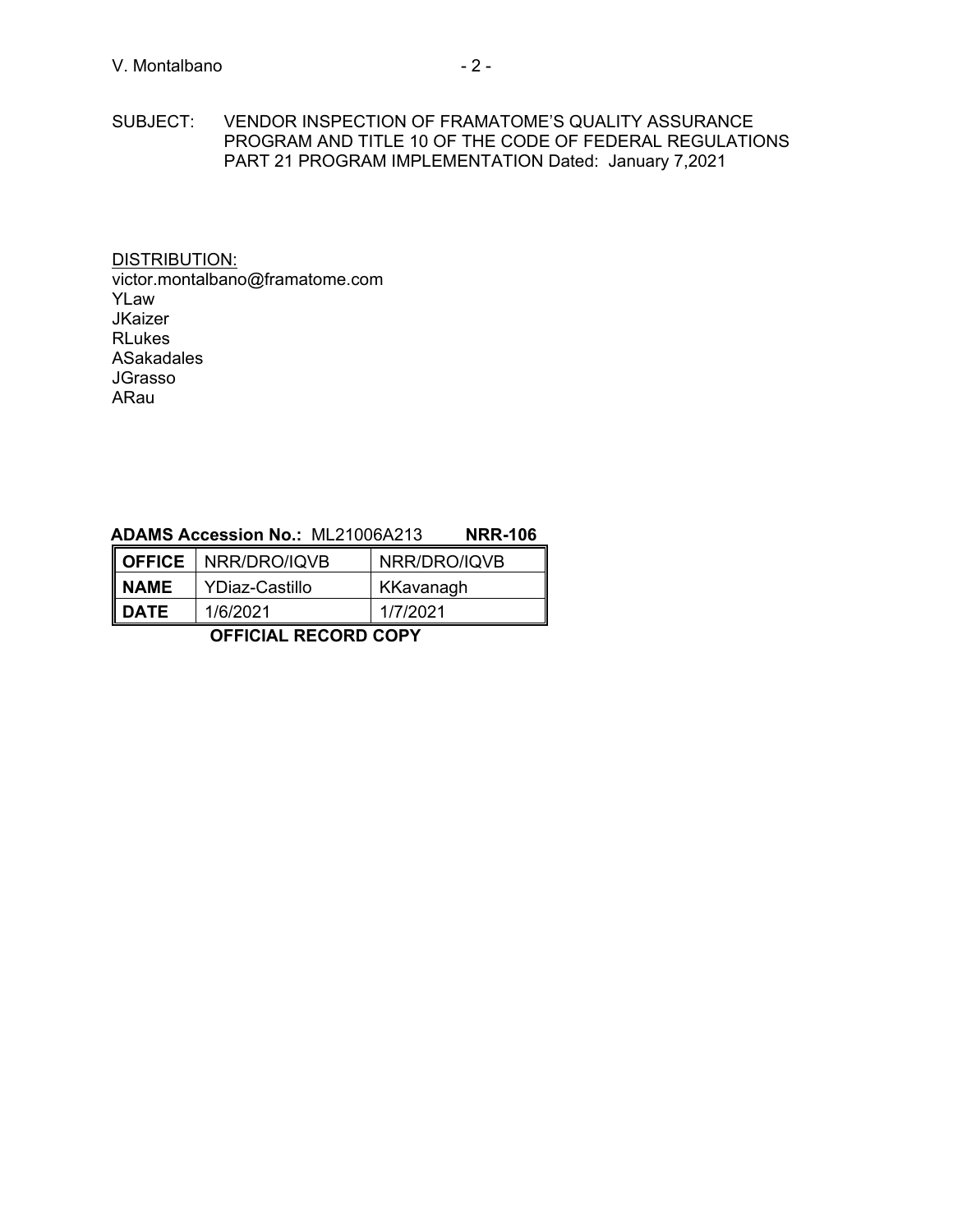SUBJECT: VENDOR INSPECTION OF FRAMATOME'S QUALITY ASSURANCE PROGRAM AND TITLE 10 OF THE CODE OF FEDERAL REGULATIONS PART 21 PROGRAM IMPLEMENTATION Dated: January 7,2021

DISTRIBUTION:
victor.montalbano@framatome.com
YLaw
JKaizer
RLukes
ASakadales
JGrasso
ARau

**ADAMS Accession No.:** ML21006A213 **NRR-106**

| **OFFICE** | NRR/DRO/IQVB | NRR/DRO/IQVB |
|---|---|---|
| **NAME** | YDiaz-Castillo | KKavanagh |
| **DATE** | 1/6/2021 | 1/7/2021 |

**OFFICIAL RECORD COPY**